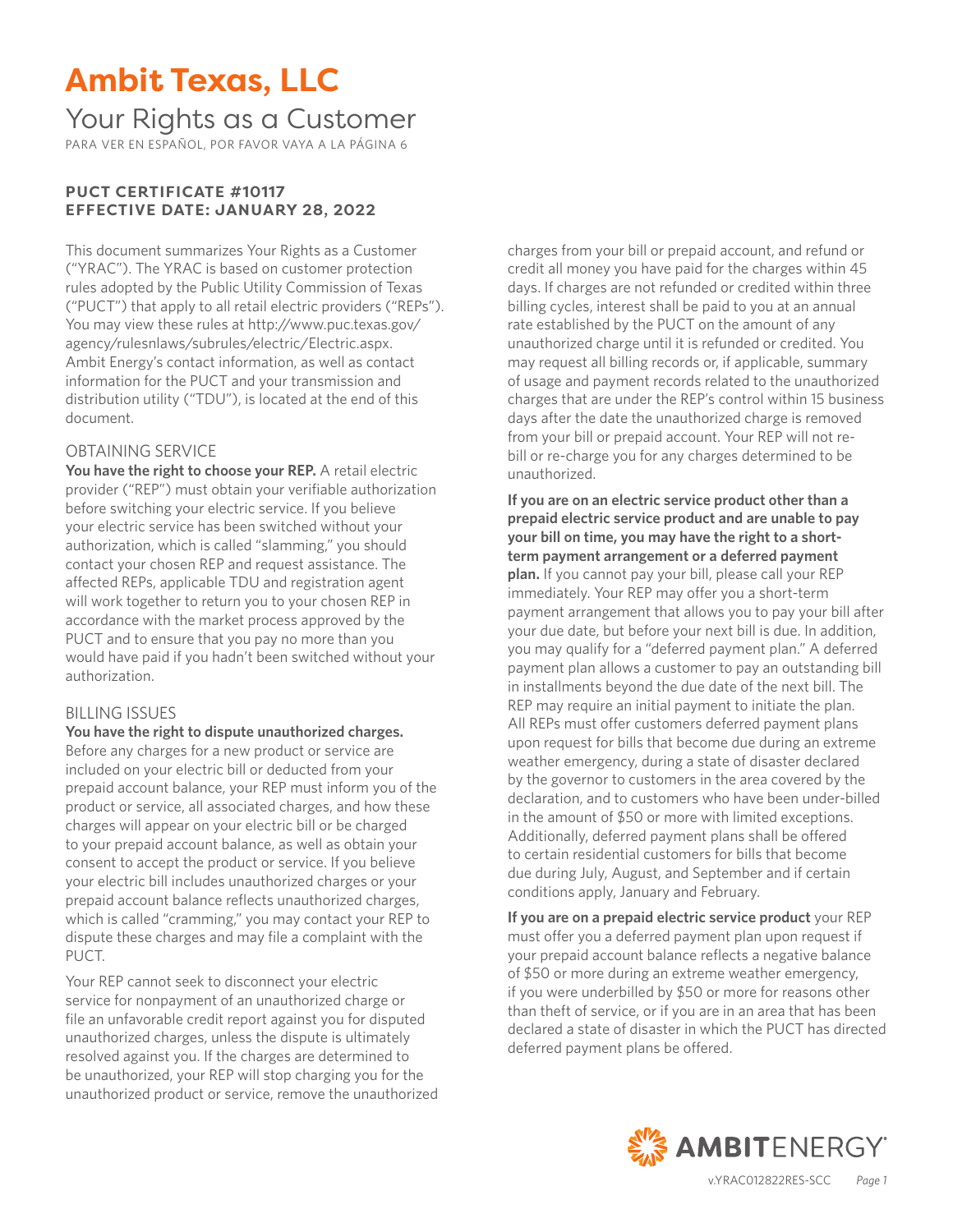# Ambit Texas, LLC

## Your Rights as a Customer

PARA VER EN ESPAÑOL, POR FAVOR VAYA A LA PÁGINA 6

**PUCT CERTIFICATE #10117**
**EFFECTIVE DATE: JANUARY 28, 2022**

This document summarizes Your Rights as a Customer ("YRAC"). The YRAC is based on customer protection rules adopted by the Public Utility Commission of Texas ("PUCT") that apply to all retail electric providers ("REPs"). You may view these rules at http://www.puc.texas.gov/agency/rulesnlaws/subrules/electric/Electric.aspx. Ambit Energy's contact information, as well as contact information for the PUCT and your transmission and distribution utility ("TDU"), is located at the end of this document.

### OBTAINING SERVICE

**You have the right to choose your REP.** A retail electric provider ("REP") must obtain your verifiable authorization before switching your electric service. If you believe your electric service has been switched without your authorization, which is called "slamming," you should contact your chosen REP and request assistance. The affected REPs, applicable TDU and registration agent will work together to return you to your chosen REP in accordance with the market process approved by the PUCT and to ensure that you pay no more than you would have paid if you hadn't been switched without your authorization.

### BILLING ISSUES

**You have the right to dispute unauthorized charges.** Before any charges for a new product or service are included on your electric bill or deducted from your prepaid account balance, your REP must inform you of the product or service, all associated charges, and how these charges will appear on your electric bill or be charged to your prepaid account balance, as well as obtain your consent to accept the product or service. If you believe your electric bill includes unauthorized charges or your prepaid account balance reflects unauthorized charges, which is called "cramming," you may contact your REP to dispute these charges and may file a complaint with the PUCT.

Your REP cannot seek to disconnect your electric service for nonpayment of an unauthorized charge or file an unfavorable credit report against you for disputed unauthorized charges, unless the dispute is ultimately resolved against you. If the charges are determined to be unauthorized, your REP will stop charging you for the unauthorized product or service, remove the unauthorized charges from your bill or prepaid account, and refund or credit all money you have paid for the charges within 45 days. If charges are not refunded or credited within three billing cycles, interest shall be paid to you at an annual rate established by the PUCT on the amount of any unauthorized charge until it is refunded or credited. You may request all billing records or, if applicable, summary of usage and payment records related to the unauthorized charges that are under the REP's control within 15 business days after the date the unauthorized charge is removed from your bill or prepaid account. Your REP will not re-bill or re-charge you for any charges determined to be unauthorized.

**If you are on an electric service product other than a prepaid electric service product and are unable to pay your bill on time, you may have the right to a short-term payment arrangement or a deferred payment plan.** If you cannot pay your bill, please call your REP immediately. Your REP may offer you a short-term payment arrangement that allows you to pay your bill after your due date, but before your next bill is due. In addition, you may qualify for a "deferred payment plan." A deferred payment plan allows a customer to pay an outstanding bill in installments beyond the due date of the next bill. The REP may require an initial payment to initiate the plan. All REPs must offer customers deferred payment plans upon request for bills that become due during an extreme weather emergency, during a state of disaster declared by the governor to customers in the area covered by the declaration, and to customers who have been under-billed in the amount of $50 or more with limited exceptions. Additionally, deferred payment plans shall be offered to certain residential customers for bills that become due during July, August, and September and if certain conditions apply, January and February.

**If you are on a prepaid electric service product** your REP must offer you a deferred payment plan upon request if your prepaid account balance reflects a negative balance of $50 or more during an extreme weather emergency, if you were underbilled by $50 or more for reasons other than theft of service, or if you are in an area that has been declared a state of disaster in which the PUCT has directed deferred payment plans be offered.

v.YRAC012822RES-SCC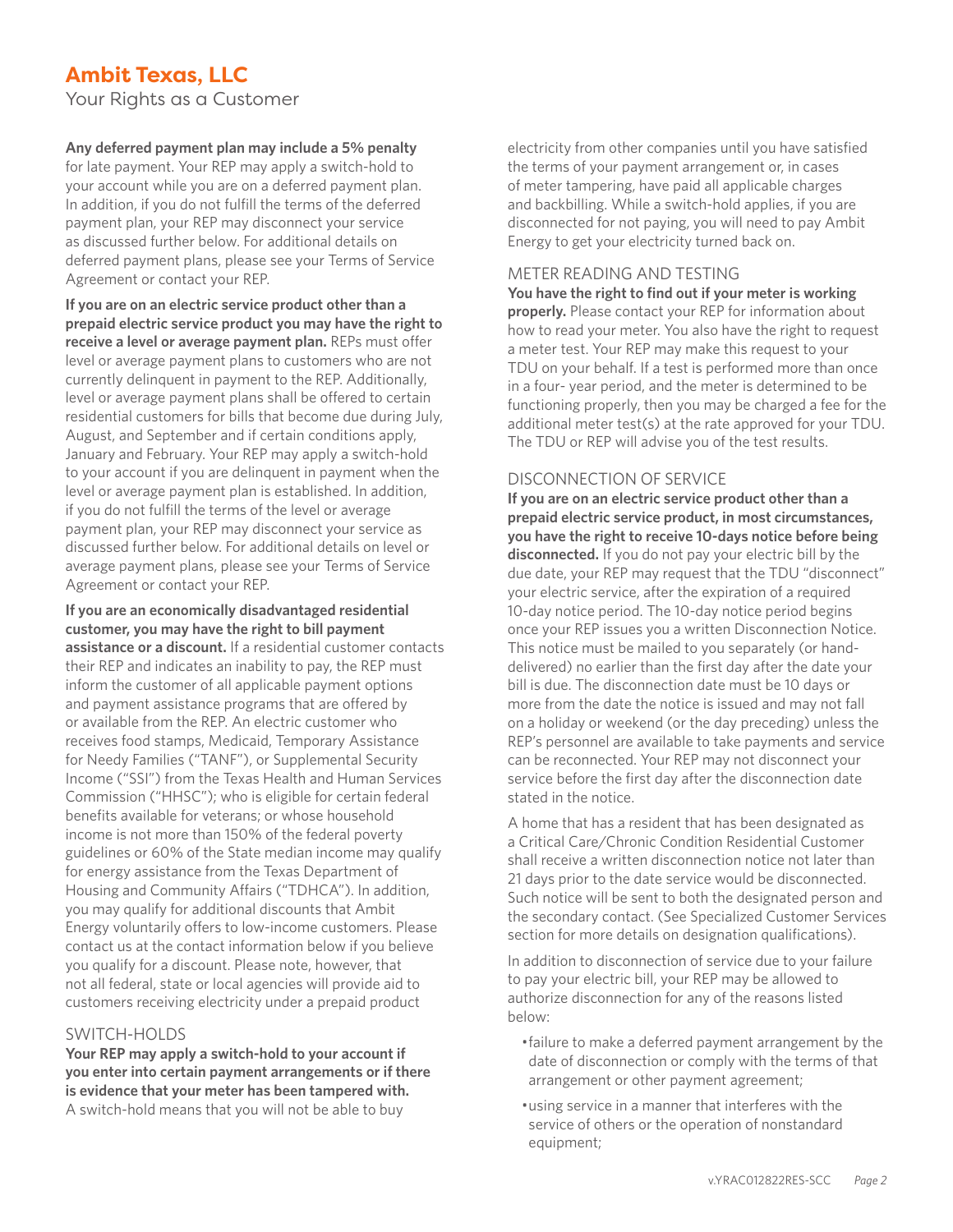# Ambit Texas, LLC

Your Rights as a Customer

**Any deferred payment plan may include a 5% penalty** for late payment. Your REP may apply a switch-hold to your account while you are on a deferred payment plan. In addition, if you do not fulfill the terms of the deferred payment plan, your REP may disconnect your service as discussed further below. For additional details on deferred payment plans, please see your Terms of Service Agreement or contact your REP.

**If you are on an electric service product other than a prepaid electric service product you may have the right to receive a level or average payment plan.** REPs must offer level or average payment plans to customers who are not currently delinquent in payment to the REP. Additionally, level or average payment plans shall be offered to certain residential customers for bills that become due during July, August, and September and if certain conditions apply, January and February. Your REP may apply a switch-hold to your account if you are delinquent in payment when the level or average payment plan is established. In addition, if you do not fulfill the terms of the level or average payment plan, your REP may disconnect your service as discussed further below. For additional details on level or average payment plans, please see your Terms of Service Agreement or contact your REP.

**If you are an economically disadvantaged residential customer, you may have the right to bill payment assistance or a discount.** If a residential customer contacts their REP and indicates an inability to pay, the REP must inform the customer of all applicable payment options and payment assistance programs that are offered by or available from the REP. An electric customer who receives food stamps, Medicaid, Temporary Assistance for Needy Families ("TANF"), or Supplemental Security Income ("SSI") from the Texas Health and Human Services Commission ("HHSC"); who is eligible for certain federal benefits available for veterans; or whose household income is not more than 150% of the federal poverty guidelines or 60% of the State median income may qualify for energy assistance from the Texas Department of Housing and Community Affairs ("TDHCA"). In addition, you may qualify for additional discounts that Ambit Energy voluntarily offers to low-income customers. Please contact us at the contact information below if you believe you qualify for a discount. Please note, however, that not all federal, state or local agencies will provide aid to customers receiving electricity under a prepaid product

## SWITCH-HOLDS

**Your REP may apply a switch-hold to your account if you enter into certain payment arrangements or if there is evidence that your meter has been tampered with.** A switch-hold means that you will not be able to buy electricity from other companies until you have satisfied the terms of your payment arrangement or, in cases of meter tampering, have paid all applicable charges and backbilling. While a switch-hold applies, if you are disconnected for not paying, you will need to pay Ambit Energy to get your electricity turned back on.

## METER READING AND TESTING

**You have the right to find out if your meter is working properly.** Please contact your REP for information about how to read your meter. You also have the right to request a meter test. Your REP may make this request to your TDU on your behalf. If a test is performed more than once in a four- year period, and the meter is determined to be functioning properly, then you may be charged a fee for the additional meter test(s) at the rate approved for your TDU. The TDU or REP will advise you of the test results.

## DISCONNECTION OF SERVICE

**If you are on an electric service product other than a prepaid electric service product, in most circumstances, you have the right to receive 10-days notice before being disconnected.** If you do not pay your electric bill by the due date, your REP may request that the TDU "disconnect" your electric service, after the expiration of a required 10-day notice period. The 10-day notice period begins once your REP issues you a written Disconnection Notice. This notice must be mailed to you separately (or hand-delivered) no earlier than the first day after the date your bill is due. The disconnection date must be 10 days or more from the date the notice is issued and may not fall on a holiday or weekend (or the day preceding) unless the REP's personnel are available to take payments and service can be reconnected. Your REP may not disconnect your service before the first day after the disconnection date stated in the notice.

A home that has a resident that has been designated as a Critical Care/Chronic Condition Residential Customer shall receive a written disconnection notice not later than 21 days prior to the date service would be disconnected. Such notice will be sent to both the designated person and the secondary contact. (See Specialized Customer Services section for more details on designation qualifications).

In addition to disconnection of service due to your failure to pay your electric bill, your REP may be allowed to authorize disconnection for any of the reasons listed below:

- failure to make a deferred payment arrangement by the date of disconnection or comply with the terms of that arrangement or other payment agreement;
- using service in a manner that interferes with the service of others or the operation of nonstandard equipment;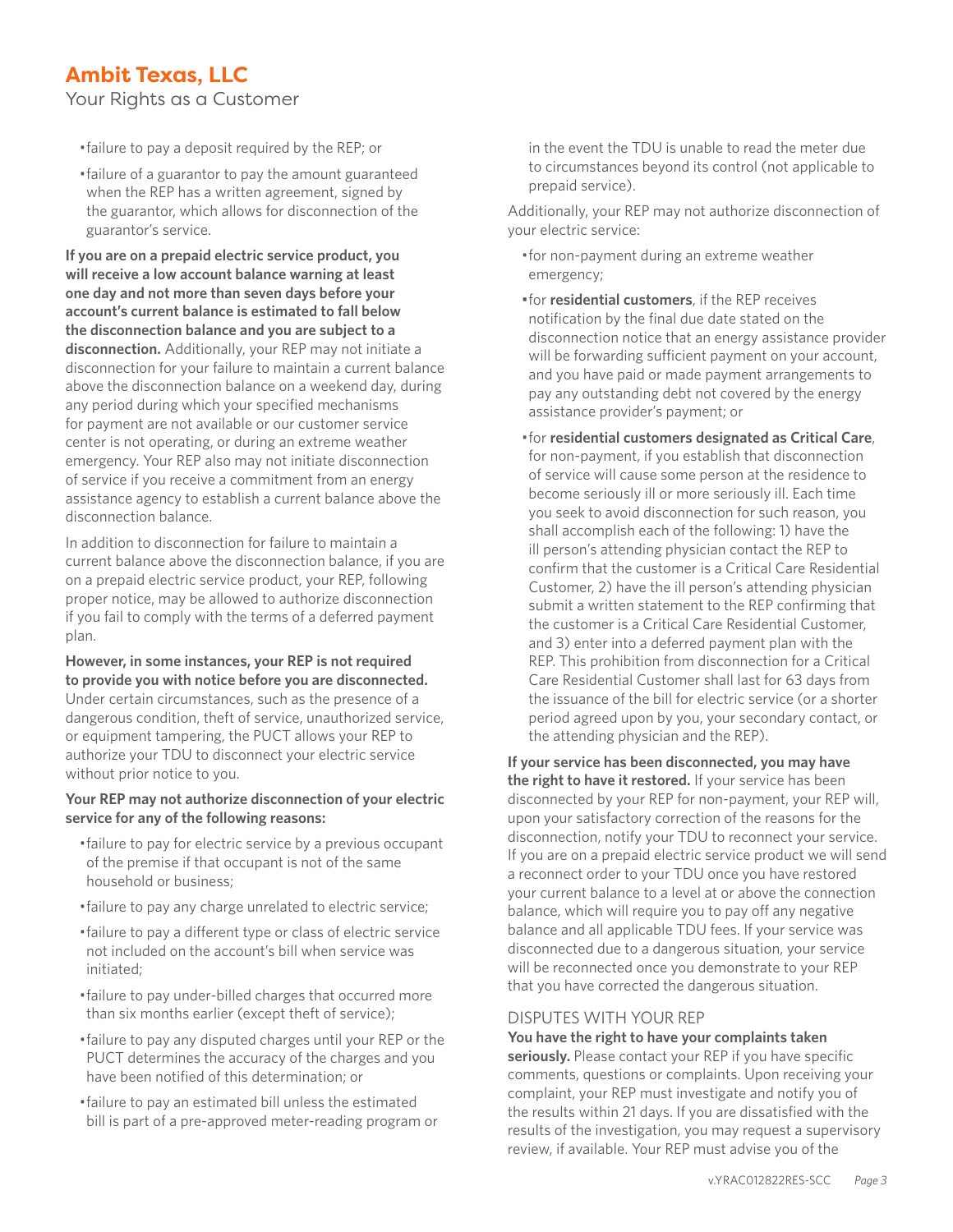- failure to pay a deposit required by the REP; or
- failure of a guarantor to pay the amount guaranteed when the REP has a written agreement, signed by the guarantor, which allows for disconnection of the guarantor's service.

**If you are on a prepaid electric service product, you will receive a low account balance warning at least one day and not more than seven days before your account's current balance is estimated to fall below the disconnection balance and you are subject to a disconnection.** Additionally, your REP may not initiate a disconnection for your failure to maintain a current balance above the disconnection balance on a weekend day, during any period during which your specified mechanisms for payment are not available or our customer service center is not operating, or during an extreme weather emergency. Your REP also may not initiate disconnection of service if you receive a commitment from an energy assistance agency to establish a current balance above the disconnection balance.

In addition to disconnection for failure to maintain a current balance above the disconnection balance, if you are on a prepaid electric service product, your REP, following proper notice, may be allowed to authorize disconnection if you fail to comply with the terms of a deferred payment plan.

**However, in some instances, your REP is not required to provide you with notice before you are disconnected.** Under certain circumstances, such as the presence of a dangerous condition, theft of service, unauthorized service, or equipment tampering, the PUCT allows your REP to authorize your TDU to disconnect your electric service without prior notice to you.

**Your REP may not authorize disconnection of your electric service for any of the following reasons:**

- failure to pay for electric service by a previous occupant of the premise if that occupant is not of the same household or business;
- failure to pay any charge unrelated to electric service;
- failure to pay a different type or class of electric service not included on the account's bill when service was initiated;
- failure to pay under-billed charges that occurred more than six months earlier (except theft of service);
- failure to pay any disputed charges until your REP or the PUCT determines the accuracy of the charges and you have been notified of this determination; or
- failure to pay an estimated bill unless the estimated bill is part of a pre-approved meter-reading program or in the event the TDU is unable to read the meter due to circumstances beyond its control (not applicable to prepaid service).

Additionally, your REP may not authorize disconnection of your electric service:

- for non-payment during an extreme weather emergency;
- for **residential customers**, if the REP receives notification by the final due date stated on the disconnection notice that an energy assistance provider will be forwarding sufficient payment on your account, and you have paid or made payment arrangements to pay any outstanding debt not covered by the energy assistance provider's payment; or
- for **residential customers designated as Critical Care**, for non-payment, if you establish that disconnection of service will cause some person at the residence to become seriously ill or more seriously ill. Each time you seek to avoid disconnection for such reason, you shall accomplish each of the following: 1) have the ill person's attending physician contact the REP to confirm that the customer is a Critical Care Residential Customer, 2) have the ill person's attending physician submit a written statement to the REP confirming that the customer is a Critical Care Residential Customer, and 3) enter into a deferred payment plan with the REP. This prohibition from disconnection for a Critical Care Residential Customer shall last for 63 days from the issuance of the bill for electric service (or a shorter period agreed upon by you, your secondary contact, or the attending physician and the REP).

**If your service has been disconnected, you may have the right to have it restored.** If your service has been disconnected by your REP for non-payment, your REP will, upon your satisfactory correction of the reasons for the disconnection, notify your TDU to reconnect your service. If you are on a prepaid electric service product we will send a reconnect order to your TDU once you have restored your current balance to a level at or above the connection balance, which will require you to pay off any negative balance and all applicable TDU fees. If your service was disconnected due to a dangerous situation, your service will be reconnected once you demonstrate to your REP that you have corrected the dangerous situation.

## DISPUTES WITH YOUR REP

**You have the right to have your complaints taken seriously.** Please contact your REP if you have specific comments, questions or complaints. Upon receiving your complaint, your REP must investigate and notify you of the results within 21 days. If you are dissatisfied with the results of the investigation, you may request a supervisory review, if available. Your REP must advise you of the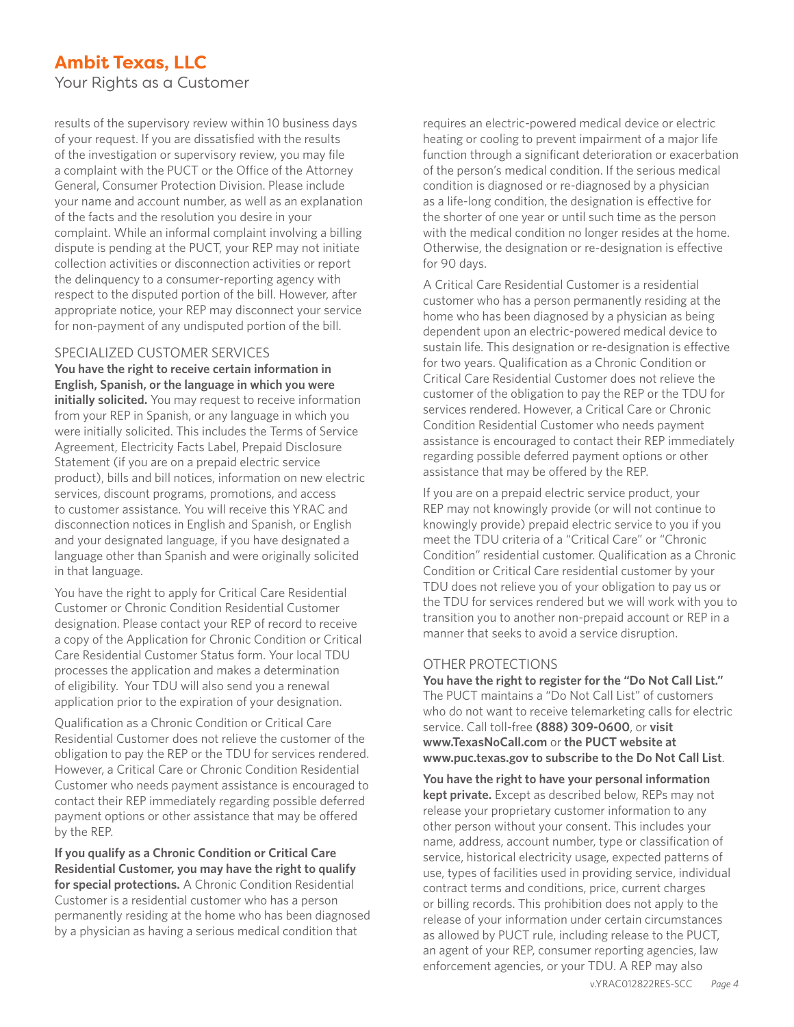results of the supervisory review within 10 business days of your request. If you are dissatisfied with the results of the investigation or supervisory review, you may file a complaint with the PUCT or the Office of the Attorney General, Consumer Protection Division. Please include your name and account number, as well as an explanation of the facts and the resolution you desire in your complaint. While an informal complaint involving a billing dispute is pending at the PUCT, your REP may not initiate collection activities or disconnection activities or report the delinquency to a consumer-reporting agency with respect to the disputed portion of the bill. However, after appropriate notice, your REP may disconnect your service for non-payment of any undisputed portion of the bill.

## SPECIALIZED CUSTOMER SERVICES

**You have the right to receive certain information in English, Spanish, or the language in which you were initially solicited.** You may request to receive information from your REP in Spanish, or any language in which you were initially solicited. This includes the Terms of Service Agreement, Electricity Facts Label, Prepaid Disclosure Statement (if you are on a prepaid electric service product), bills and bill notices, information on new electric services, discount programs, promotions, and access to customer assistance. You will receive this YRAC and disconnection notices in English and Spanish, or English and your designated language, if you have designated a language other than Spanish and were originally solicited in that language.

You have the right to apply for Critical Care Residential Customer or Chronic Condition Residential Customer designation. Please contact your REP of record to receive a copy of the Application for Chronic Condition or Critical Care Residential Customer Status form. Your local TDU processes the application and makes a determination of eligibility. Your TDU will also send you a renewal application prior to the expiration of your designation.

Qualification as a Chronic Condition or Critical Care Residential Customer does not relieve the customer of the obligation to pay the REP or the TDU for services rendered. However, a Critical Care or Chronic Condition Residential Customer who needs payment assistance is encouraged to contact their REP immediately regarding possible deferred payment options or other assistance that may be offered by the REP.

**If you qualify as a Chronic Condition or Critical Care Residential Customer, you may have the right to qualify for special protections.** A Chronic Condition Residential Customer is a residential customer who has a person permanently residing at the home who has been diagnosed by a physician as having a serious medical condition that requires an electric-powered medical device or electric heating or cooling to prevent impairment of a major life function through a significant deterioration or exacerbation of the person's medical condition. If the serious medical condition is diagnosed or re-diagnosed by a physician as a life-long condition, the designation is effective for the shorter of one year or until such time as the person with the medical condition no longer resides at the home. Otherwise, the designation or re-designation is effective for 90 days.

A Critical Care Residential Customer is a residential customer who has a person permanently residing at the home who has been diagnosed by a physician as being dependent upon an electric-powered medical device to sustain life. This designation or re-designation is effective for two years. Qualification as a Chronic Condition or Critical Care Residential Customer does not relieve the customer of the obligation to pay the REP or the TDU for services rendered. However, a Critical Care or Chronic Condition Residential Customer who needs payment assistance is encouraged to contact their REP immediately regarding possible deferred payment options or other assistance that may be offered by the REP.

If you are on a prepaid electric service product, your REP may not knowingly provide (or will not continue to knowingly provide) prepaid electric service to you if you meet the TDU criteria of a "Critical Care" or "Chronic Condition" residential customer. Qualification as a Chronic Condition or Critical Care residential customer by your TDU does not relieve you of your obligation to pay us or the TDU for services rendered but we will work with you to transition you to another non-prepaid account or REP in a manner that seeks to avoid a service disruption.

## OTHER PROTECTIONS

**You have the right to register for the "Do Not Call List."** The PUCT maintains a "Do Not Call List" of customers who do not want to receive telemarketing calls for electric service. Call toll-free **(888) 309-0600**, or **visit www.TexasNoCall.com** or **the PUCT website at www.puc.texas.gov to subscribe to the Do Not Call List**.

**You have the right to have your personal information kept private.** Except as described below, REPs may not release your proprietary customer information to any other person without your consent. This includes your name, address, account number, type or classification of service, historical electricity usage, expected patterns of use, types of facilities used in providing service, individual contract terms and conditions, price, current charges or billing records. This prohibition does not apply to the release of your information under certain circumstances as allowed by PUCT rule, including release to the PUCT, an agent of your REP, consumer reporting agencies, law enforcement agencies, or your TDU. A REP may also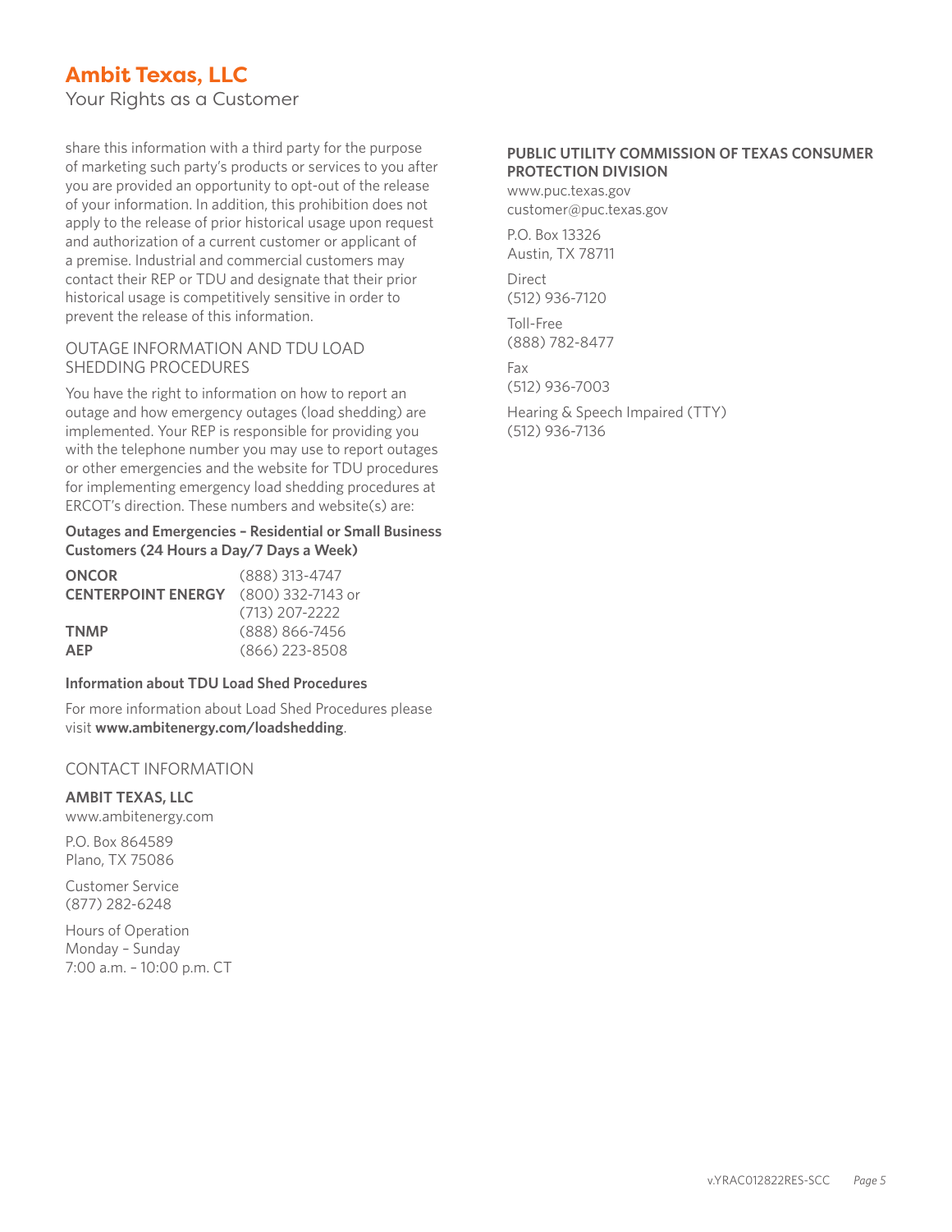share this information with a third party for the purpose of marketing such party's products or services to you after you are provided an opportunity to opt-out of the release of your information. In addition, this prohibition does not apply to the release of prior historical usage upon request and authorization of a current customer or applicant of a premise. Industrial and commercial customers may contact their REP or TDU and designate that their prior historical usage is competitively sensitive in order to prevent the release of this information.

## OUTAGE INFORMATION AND TDU LOAD SHEDDING PROCEDURES

You have the right to information on how to report an outage and how emergency outages (load shedding) are implemented. Your REP is responsible for providing you with the telephone number you may use to report outages or other emergencies and the website for TDU procedures for implementing emergency load shedding procedures at ERCOT's direction. These numbers and website(s) are:

**Outages and Emergencies – Residential or Small Business Customers (24 Hours a Day/7 Days a Week)**

| | |
|---|---|
| **ONCOR** | (888) 313-4747 |
| **CENTERPOINT ENERGY** | (800) 332-7143 or (713) 207-2222 |
| **TNMP** | (888) 866-7456 |
| **AEP** | (866) 223-8508 |

**Information about TDU Load Shed Procedures**

For more information about Load Shed Procedures please visit **www.ambitenergy.com/loadshedding**.

## CONTACT INFORMATION

**AMBIT TEXAS, LLC**
www.ambitenergy.com

P.O. Box 864589
Plano, TX 75086

Customer Service
(877) 282-6248

Hours of Operation
Monday – Sunday
7:00 a.m. – 10:00 p.m. CT

**PUBLIC UTILITY COMMISSION OF TEXAS CONSUMER PROTECTION DIVISION**
www.puc.texas.gov
customer@puc.texas.gov

P.O. Box 13326
Austin, TX 78711

Direct
(512) 936-7120

Toll-Free
(888) 782-8477

Fax
(512) 936-7003

Hearing & Speech Impaired (TTY)
(512) 936-7136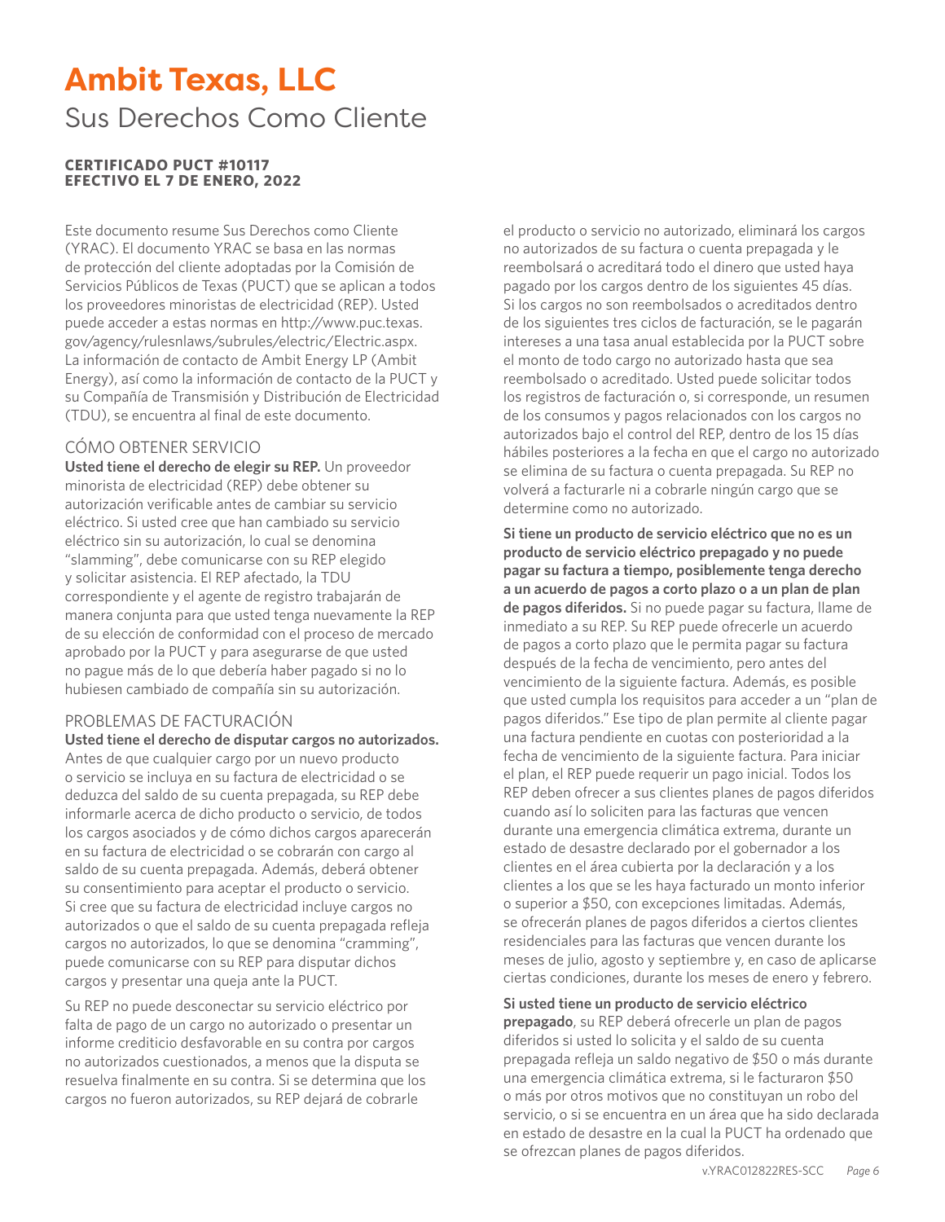# Ambit Texas, LLC

## Sus Derechos Como Cliente

**CERTIFICADO PUCT #10117**
**EFECTIVO EL 7 DE ENERO, 2022**

Este documento resume Sus Derechos como Cliente (YRAC). El documento YRAC se basa en las normas de protección del cliente adoptadas por la Comisión de Servicios Públicos de Texas (PUCT) que se aplican a todos los proveedores minoristas de electricidad (REP). Usted puede acceder a estas normas en http://www.puc.texas.gov/agency/rulesnlaws/subrules/electric/Electric.aspx. La información de contacto de Ambit Energy LP (Ambit Energy), así como la información de contacto de la PUCT y su Compañía de Transmisión y Distribución de Electricidad (TDU), se encuentra al final de este documento.

### CÓMO OBTENER SERVICIO

**Usted tiene el derecho de elegir su REP.** Un proveedor minorista de electricidad (REP) debe obtener su autorización verificable antes de cambiar su servicio eléctrico. Si usted cree que han cambiado su servicio eléctrico sin su autorización, lo cual se denomina "slamming", debe comunicarse con su REP elegido y solicitar asistencia. El REP afectado, la TDU correspondiente y el agente de registro trabajarán de manera conjunta para que usted tenga nuevamente la REP de su elección de conformidad con el proceso de mercado aprobado por la PUCT y para asegurarse de que usted no pague más de lo que debería haber pagado si no lo hubiesen cambiado de compañía sin su autorización.

### PROBLEMAS DE FACTURACIÓN

**Usted tiene el derecho de disputar cargos no autorizados.** Antes de que cualquier cargo por un nuevo producto o servicio se incluya en su factura de electricidad o se deduzca del saldo de su cuenta prepagada, su REP debe informarle acerca de dicho producto o servicio, de todos los cargos asociados y de cómo dichos cargos aparecerán en su factura de electricidad o se cobrarán con cargo al saldo de su cuenta prepagada. Además, deberá obtener su consentimiento para aceptar el producto o servicio. Si cree que su factura de electricidad incluye cargos no autorizados o que el saldo de su cuenta prepagada refleja cargos no autorizados, lo que se denomina "cramming", puede comunicarse con su REP para disputar dichos cargos y presentar una queja ante la PUCT.

Su REP no puede desconectar su servicio eléctrico por falta de pago de un cargo no autorizado o presentar un informe crediticio desfavorable en su contra por cargos no autorizados cuestionados, a menos que la disputa se resuelva finalmente en su contra. Si se determina que los cargos no fueron autorizados, su REP dejará de cobrarle el producto o servicio no autorizado, eliminará los cargos no autorizados de su factura o cuenta prepagada y le reembolsará o acreditará todo el dinero que usted haya pagado por los cargos dentro de los siguientes 45 días. Si los cargos no son reembolsados o acreditados dentro de los siguientes tres ciclos de facturación, se le pagarán intereses a una tasa anual establecida por la PUCT sobre el monto de todo cargo no autorizado hasta que sea reembolsado o acreditado. Usted puede solicitar todos los registros de facturación o, si corresponde, un resumen de los consumos y pagos relacionados con los cargos no autorizados bajo el control del REP, dentro de los 15 días hábiles posteriores a la fecha en que el cargo no autorizado se elimina de su factura o cuenta prepagada. Su REP no volverá a facturarle ni a cobrarle ningún cargo que se determine como no autorizado.

**Si tiene un producto de servicio eléctrico que no es un producto de servicio eléctrico prepagado y no puede pagar su factura a tiempo, posiblemente tenga derecho a un acuerdo de pagos a corto plazo o a un plan de plan de pagos diferidos.** Si no puede pagar su factura, llame de inmediato a su REP. Su REP puede ofrecerle un acuerdo de pagos a corto plazo que le permita pagar su factura después de la fecha de vencimiento, pero antes del vencimiento de la siguiente factura. Además, es posible que usted cumpla los requisitos para acceder a un "plan de pagos diferidos." Ese tipo de plan permite al cliente pagar una factura pendiente en cuotas con posterioridad a la fecha de vencimiento de la siguiente factura. Para iniciar el plan, el REP puede requerir un pago inicial. Todos los REP deben ofrecer a sus clientes planes de pagos diferidos cuando así lo soliciten para las facturas que vencen durante una emergencia climática extrema, durante un estado de desastre declarado por el gobernador a los clientes en el área cubierta por la declaración y a los clientes a los que se les haya facturado un monto inferior o superior a $50, con excepciones limitadas. Además, se ofrecerán planes de pagos diferidos a ciertos clientes residenciales para las facturas que vencen durante los meses de julio, agosto y septiembre y, en caso de aplicarse ciertas condiciones, durante los meses de enero y febrero.

**Si usted tiene un producto de servicio eléctrico prepagado**, su REP deberá ofrecerle un plan de pagos diferidos si usted lo solicita y el saldo de su cuenta prepagada refleja un saldo negativo de $50 o más durante una emergencia climática extrema, si le facturaron $50 o más por otros motivos que no constituyan un robo del servicio, o si se encuentra en un área que ha sido declarada en estado de desastre en la cual la PUCT ha ordenado que se ofrezcan planes de pagos diferidos.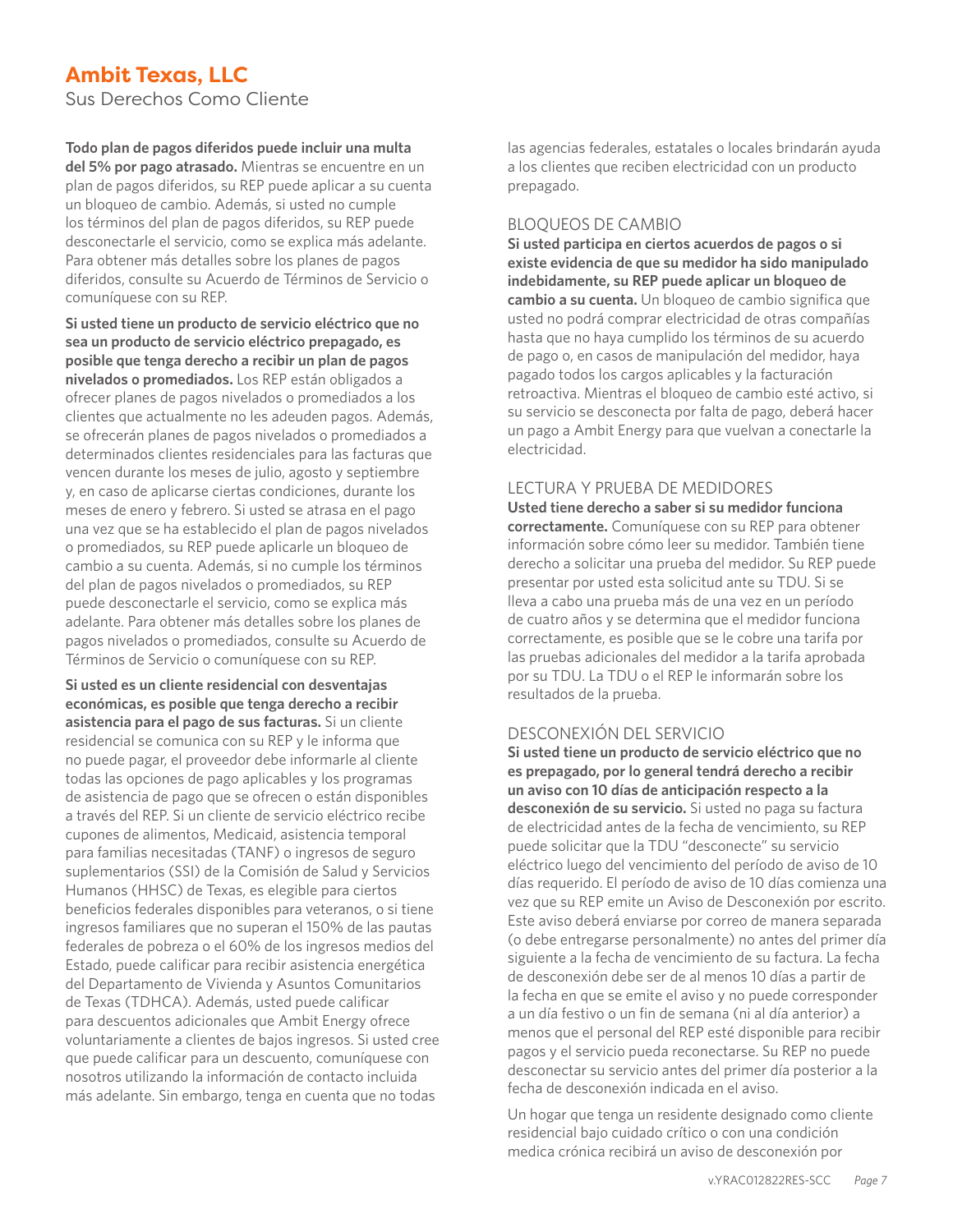# Ambit Texas, LLC

Sus Derechos Como Cliente

**Todo plan de pagos diferidos puede incluir una multa del 5% por pago atrasado.** Mientras se encuentre en un plan de pagos diferidos, su REP puede aplicar a su cuenta un bloqueo de cambio. Además, si usted no cumple los términos del plan de pagos diferidos, su REP puede desconectarle el servicio, como se explica más adelante. Para obtener más detalles sobre los planes de pagos diferidos, consulte su Acuerdo de Términos de Servicio o comuníquese con su REP.

**Si usted tiene un producto de servicio eléctrico que no sea un producto de servicio eléctrico prepagado, es posible que tenga derecho a recibir un plan de pagos nivelados o promediados.** Los REP están obligados a ofrecer planes de pagos nivelados o promediados a los clientes que actualmente no les adeuden pagos. Además, se ofrecerán planes de pagos nivelados o promediados a determinados clientes residenciales para las facturas que vencen durante los meses de julio, agosto y septiembre y, en caso de aplicarse ciertas condiciones, durante los meses de enero y febrero. Si usted se atrasa en el pago una vez que se ha establecido el plan de pagos nivelados o promediados, su REP puede aplicarle un bloqueo de cambio a su cuenta. Además, si no cumple los términos del plan de pagos nivelados o promediados, su REP puede desconectarle el servicio, como se explica más adelante. Para obtener más detalles sobre los planes de pagos nivelados o promediados, consulte su Acuerdo de Términos de Servicio o comuníquese con su REP.

**Si usted es un cliente residencial con desventajas económicas, es posible que tenga derecho a recibir asistencia para el pago de sus facturas.** Si un cliente residencial se comunica con su REP y le informa que no puede pagar, el proveedor debe informarle al cliente todas las opciones de pago aplicables y los programas de asistencia de pago que se ofrecen o están disponibles a través del REP. Si un cliente de servicio eléctrico recibe cupones de alimentos, Medicaid, asistencia temporal para familias necesitadas (TANF) o ingresos de seguro suplementarios (SSI) de la Comisión de Salud y Servicios Humanos (HHSC) de Texas, es elegible para ciertos beneficios federales disponibles para veteranos, o si tiene ingresos familiares que no superan el 150% de las pautas federales de pobreza o el 60% de los ingresos medios del Estado, puede calificar para recibir asistencia energética del Departamento de Vivienda y Asuntos Comunitarios de Texas (TDHCA). Además, usted puede calificar para descuentos adicionales que Ambit Energy ofrece voluntariamente a clientes de bajos ingresos. Si usted cree que puede calificar para un descuento, comuníquese con nosotros utilizando la información de contacto incluida más adelante. Sin embargo, tenga en cuenta que no todas las agencias federales, estatales o locales brindarán ayuda a los clientes que reciben electricidad con un producto prepagado.

## BLOQUEOS DE CAMBIO

**Si usted participa en ciertos acuerdos de pagos o si existe evidencia de que su medidor ha sido manipulado indebidamente, su REP puede aplicar un bloqueo de cambio a su cuenta.** Un bloqueo de cambio significa que usted no podrá comprar electricidad de otras compañías hasta que no haya cumplido los términos de su acuerdo de pago o, en casos de manipulación del medidor, haya pagado todos los cargos aplicables y la facturación retroactiva. Mientras el bloqueo de cambio esté activo, si su servicio se desconecta por falta de pago, deberá hacer un pago a Ambit Energy para que vuelvan a conectarle la electricidad.

## LECTURA Y PRUEBA DE MEDIDORES

**Usted tiene derecho a saber si su medidor funciona correctamente.** Comuníquese con su REP para obtener información sobre cómo leer su medidor. También tiene derecho a solicitar una prueba del medidor. Su REP puede presentar por usted esta solicitud ante su TDU. Si se lleva a cabo una prueba más de una vez en un período de cuatro años y se determina que el medidor funciona correctamente, es posible que se le cobre una tarifa por las pruebas adicionales del medidor a la tarifa aprobada por su TDU. La TDU o el REP le informarán sobre los resultados de la prueba.

## DESCONEXIÓN DEL SERVICIO

**Si usted tiene un producto de servicio eléctrico que no es prepagado, por lo general tendrá derecho a recibir un aviso con 10 días de anticipación respecto a la desconexión de su servicio.** Si usted no paga su factura de electricidad antes de la fecha de vencimiento, su REP puede solicitar que la TDU "desconecte" su servicio eléctrico luego del vencimiento del período de aviso de 10 días requerido. El período de aviso de 10 días comienza una vez que su REP emite un Aviso de Desconexión por escrito. Este aviso deberá enviarse por correo de manera separada (o debe entregarse personalmente) no antes del primer día siguiente a la fecha de vencimiento de su factura. La fecha de desconexión debe ser de al menos 10 días a partir de la fecha en que se emite el aviso y no puede corresponder a un día festivo o un fin de semana (ni al día anterior) a menos que el personal del REP esté disponible para recibir pagos y el servicio pueda reconectarse. Su REP no puede desconectar su servicio antes del primer día posterior a la fecha de desconexión indicada en el aviso.

Un hogar que tenga un residente designado como cliente residencial bajo cuidado crítico o con una condición medica crónica recibirá un aviso de desconexión por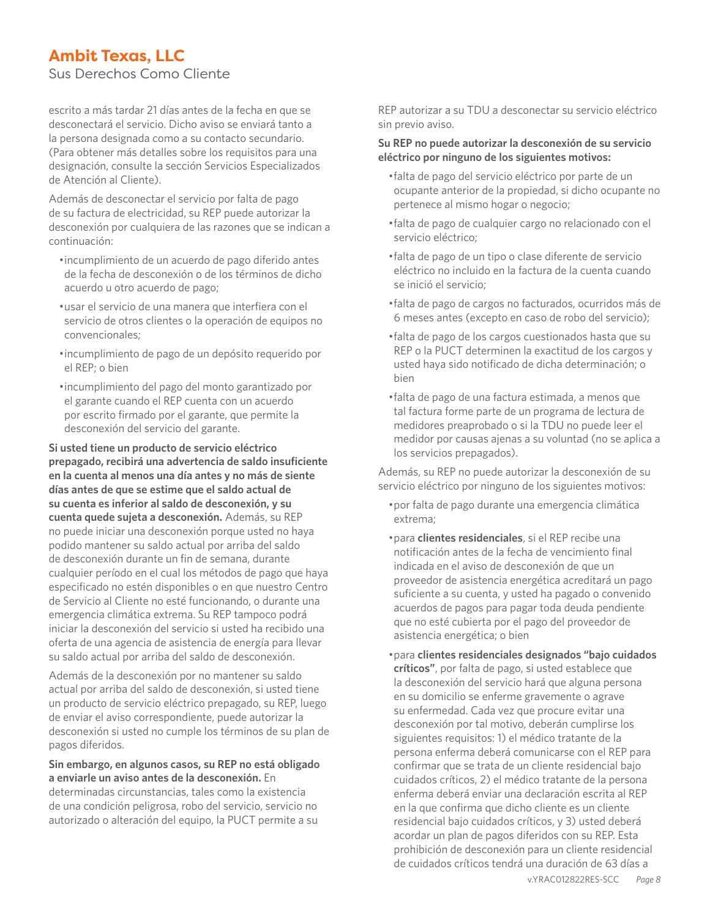escrito a más tardar 21 días antes de la fecha en que se desconectará el servicio. Dicho aviso se enviará tanto a la persona designada como a su contacto secundario. (Para obtener más detalles sobre los requisitos para una designación, consulte la sección Servicios Especializados de Atención al Cliente).

Además de desconectar el servicio por falta de pago de su factura de electricidad, su REP puede autorizar la desconexión por cualquiera de las razones que se indican a continuación:

- incumplimiento de un acuerdo de pago diferido antes de la fecha de desconexión o de los términos de dicho acuerdo u otro acuerdo de pago;
- usar el servicio de una manera que interfiera con el servicio de otros clientes o la operación de equipos no convencionales;
- incumplimiento de pago de un depósito requerido por el REP; o bien
- incumplimiento del pago del monto garantizado por el garante cuando el REP cuenta con un acuerdo por escrito firmado por el garante, que permite la desconexión del servicio del garante.

**Si usted tiene un producto de servicio eléctrico prepagado, recibirá una advertencia de saldo insuficiente en la cuenta al menos una día antes y no más de siente días antes de que se estime que el saldo actual de su cuenta es inferior al saldo de desconexión, y su cuenta quede sujeta a desconexión.** Además, su REP no puede iniciar una desconexión porque usted no haya podido mantener su saldo actual por arriba del saldo de desconexión durante un fin de semana, durante cualquier período en el cual los métodos de pago que haya especificado no estén disponibles o en que nuestro Centro de Servicio al Cliente no esté funcionando, o durante una emergencia climática extrema. Su REP tampoco podrá iniciar la desconexión del servicio si usted ha recibido una oferta de una agencia de asistencia de energía para llevar su saldo actual por arriba del saldo de desconexión.

Además de la desconexión por no mantener su saldo actual por arriba del saldo de desconexión, si usted tiene un producto de servicio eléctrico prepagado, su REP, luego de enviar el aviso correspondiente, puede autorizar la desconexión si usted no cumple los términos de su plan de pagos diferidos.

**Sin embargo, en algunos casos, su REP no está obligado a enviarle un aviso antes de la desconexión.** En determinadas circunstancias, tales como la existencia de una condición peligrosa, robo del servicio, servicio no autorizado o alteración del equipo, la PUCT permite a su REP autorizar a su TDU a desconectar su servicio eléctrico sin previo aviso.

**Su REP no puede autorizar la desconexión de su servicio eléctrico por ninguno de los siguientes motivos:**

- falta de pago del servicio eléctrico por parte de un ocupante anterior de la propiedad, si dicho ocupante no pertenece al mismo hogar o negocio;
- falta de pago de cualquier cargo no relacionado con el servicio eléctrico;
- falta de pago de un tipo o clase diferente de servicio eléctrico no incluido en la factura de la cuenta cuando se inició el servicio;
- falta de pago de cargos no facturados, ocurridos más de 6 meses antes (excepto en caso de robo del servicio);
- falta de pago de los cargos cuestionados hasta que su REP o la PUCT determinen la exactitud de los cargos y usted haya sido notificado de dicha determinación; o bien
- falta de pago de una factura estimada, a menos que tal factura forme parte de un programa de lectura de medidores preaprobado o si la TDU no puede leer el medidor por causas ajenas a su voluntad (no se aplica a los servicios prepagados).

Además, su REP no puede autorizar la desconexión de su servicio eléctrico por ninguno de los siguientes motivos:

- por falta de pago durante una emergencia climática extrema;
- para **clientes residenciales**, si el REP recibe una notificación antes de la fecha de vencimiento final indicada en el aviso de desconexión de que un proveedor de asistencia energética acreditará un pago suficiente a su cuenta, y usted ha pagado o convenido acuerdos de pagos para pagar toda deuda pendiente que no esté cubierta por el pago del proveedor de asistencia energética; o bien
- para **clientes residenciales designados "bajo cuidados críticos"**, por falta de pago, si usted establece que la desconexión del servicio hará que alguna persona en su domicilio se enferme gravemente o agrave su enfermedad. Cada vez que procure evitar una desconexión por tal motivo, deberán cumplirse los siguientes requisitos: 1) el médico tratante de la persona enferma deberá comunicarse con el REP para confirmar que se trata de un cliente residencial bajo cuidados críticos, 2) el médico tratante de la persona enferma deberá enviar una declaración escrita al REP en la que confirme que dicho cliente es un cliente residencial bajo cuidados críticos, y 3) usted deberá acordar un plan de pagos diferidos con su REP. Esta prohibición de desconexión para un cliente residencial de cuidados críticos tendrá una duración de 63 días a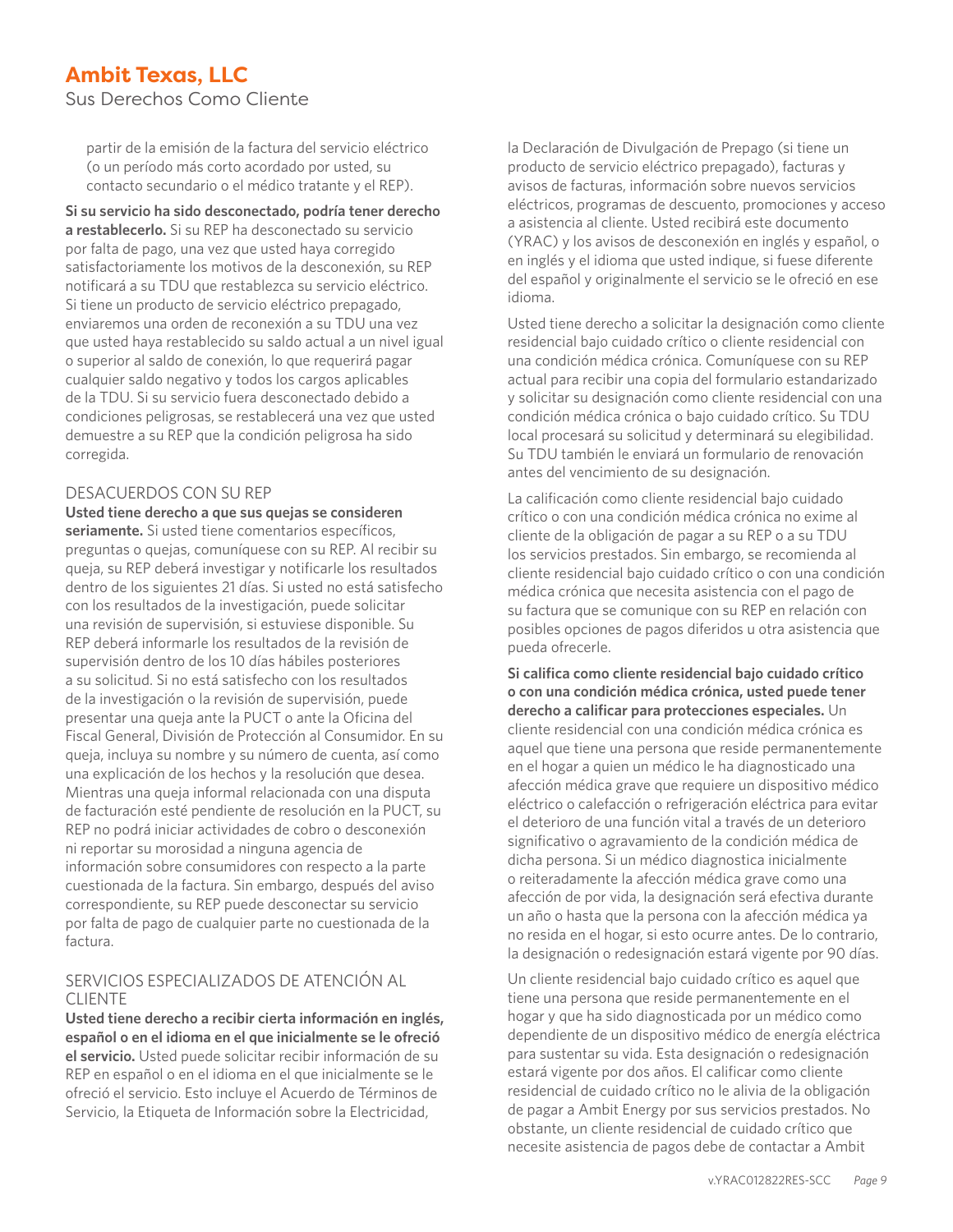partir de la emisión de la factura del servicio eléctrico (o un período más corto acordado por usted, su contacto secundario o el médico tratante y el REP).

**Si su servicio ha sido desconectado, podría tener derecho a restablecerlo.** Si su REP ha desconectado su servicio por falta de pago, una vez que usted haya corregido satisfactoriamente los motivos de la desconexión, su REP notificará a su TDU que restablezca su servicio eléctrico. Si tiene un producto de servicio eléctrico prepagado, enviaremos una orden de reconexión a su TDU una vez que usted haya restablecido su saldo actual a un nivel igual o superior al saldo de conexión, lo que requerirá pagar cualquier saldo negativo y todos los cargos aplicables de la TDU. Si su servicio fuera desconectado debido a condiciones peligrosas, se restablecerá una vez que usted demuestre a su REP que la condición peligrosa ha sido corregida.

## DESACUERDOS CON SU REP

**Usted tiene derecho a que sus quejas se consideren seriamente.** Si usted tiene comentarios específicos, preguntas o quejas, comuníquese con su REP. Al recibir su queja, su REP deberá investigar y notificarle los resultados dentro de los siguientes 21 días. Si usted no está satisfecho con los resultados de la investigación, puede solicitar una revisión de supervisión, si estuviese disponible. Su REP deberá informarle los resultados de la revisión de supervisión dentro de los 10 días hábiles posteriores a su solicitud. Si no está satisfecho con los resultados de la investigación o la revisión de supervisión, puede presentar una queja ante la PUCT o ante la Oficina del Fiscal General, División de Protección al Consumidor. En su queja, incluya su nombre y su número de cuenta, así como una explicación de los hechos y la resolución que desea. Mientras una queja informal relacionada con una disputa de facturación esté pendiente de resolución en la PUCT, su REP no podrá iniciar actividades de cobro o desconexión ni reportar su morosidad a ninguna agencia de información sobre consumidores con respecto a la parte cuestionada de la factura. Sin embargo, después del aviso correspondiente, su REP puede desconectar su servicio por falta de pago de cualquier parte no cuestionada de la factura.

## SERVICIOS ESPECIALIZADOS DE ATENCIÓN AL CLIENTE

**Usted tiene derecho a recibir cierta información en inglés, español o en el idioma en el que inicialmente se le ofreció el servicio.** Usted puede solicitar recibir información de su REP en español o en el idioma en el que inicialmente se le ofreció el servicio. Esto incluye el Acuerdo de Términos de Servicio, la Etiqueta de Información sobre la Electricidad, la Declaración de Divulgación de Prepago (si tiene un producto de servicio eléctrico prepagado), facturas y avisos de facturas, información sobre nuevos servicios eléctricos, programas de descuento, promociones y acceso a asistencia al cliente. Usted recibirá este documento (YRAC) y los avisos de desconexión en inglés y español, o en inglés y el idioma que usted indique, si fuese diferente del español y originalmente el servicio se le ofreció en ese idioma.

Usted tiene derecho a solicitar la designación como cliente residencial bajo cuidado crítico o cliente residencial con una condición médica crónica. Comuníquese con su REP actual para recibir una copia del formulario estandarizado y solicitar su designación como cliente residencial con una condición médica crónica o bajo cuidado crítico. Su TDU local procesará su solicitud y determinará su elegibilidad. Su TDU también le enviará un formulario de renovación antes del vencimiento de su designación.

La calificación como cliente residencial bajo cuidado crítico o con una condición médica crónica no exime al cliente de la obligación de pagar a su REP o a su TDU los servicios prestados. Sin embargo, se recomienda al cliente residencial bajo cuidado crítico o con una condición médica crónica que necesita asistencia con el pago de su factura que se comunique con su REP en relación con posibles opciones de pagos diferidos u otra asistencia que pueda ofrecerle.

**Si califica como cliente residencial bajo cuidado crítico o con una condición médica crónica, usted puede tener derecho a calificar para protecciones especiales.** Un cliente residencial con una condición médica crónica es aquel que tiene una persona que reside permanentemente en el hogar a quien un médico le ha diagnosticado una afección médica grave que requiere un dispositivo médico eléctrico o calefacción o refrigeración eléctrica para evitar el deterioro de una función vital a través de un deterioro significativo o agravamiento de la condición médica de dicha persona. Si un médico diagnostica inicialmente o reiteradamente la afección médica grave como una afección de por vida, la designación será efectiva durante un año o hasta que la persona con la afección médica ya no resida en el hogar, si esto ocurre antes. De lo contrario, la designación o redesignación estará vigente por 90 días.

Un cliente residencial bajo cuidado crítico es aquel que tiene una persona que reside permanentemente en el hogar y que ha sido diagnosticada por un médico como dependiente de un dispositivo médico de energía eléctrica para sustentar su vida. Esta designación o redesignación estará vigente por dos años. El calificar como cliente residencial de cuidado crítico no le alivia de la obligación de pagar a Ambit Energy por sus servicios prestados. No obstante, un cliente residencial de cuidado crítico que necesite asistencia de pagos debe de contactar a Ambit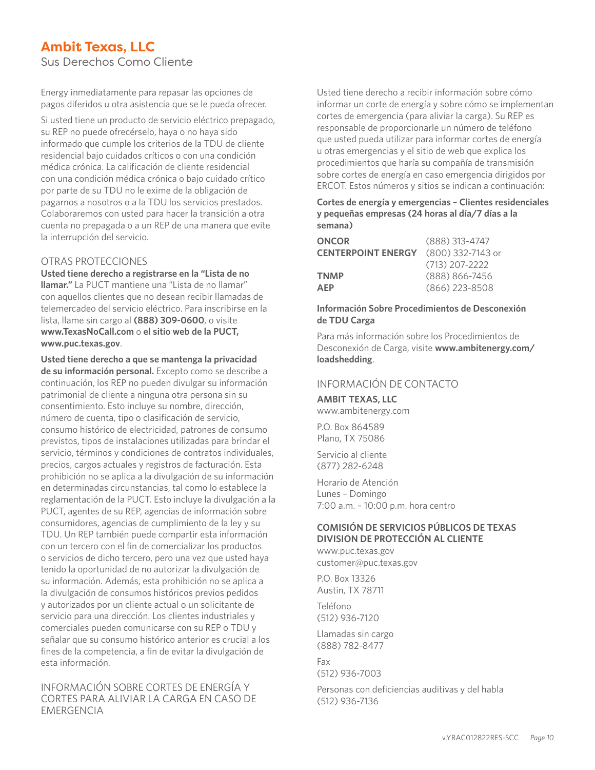# Ambit Texas, LLC

Sus Derechos Como Cliente

Energy inmediatamente para repasar las opciones de pagos diferidos u otra asistencia que se le pueda ofrecer.

Si usted tiene un producto de servicio eléctrico prepagado, su REP no puede ofrecérselo, haya o no haya sido informado que cumple los criterios de la TDU de cliente residencial bajo cuidados críticos o con una condición médica crónica. La calificación de cliente residencial con una condición médica crónica o bajo cuidado crítico por parte de su TDU no le exime de la obligación de pagarnos a nosotros o a la TDU los servicios prestados. Colaboraremos con usted para hacer la transición a otra cuenta no prepagada o a un REP de una manera que evite la interrupción del servicio.

## OTRAS PROTECCIONES

**Usted tiene derecho a registrarse en la "Lista de no llamar."** La PUCT mantiene una "Lista de no llamar" con aquellos clientes que no desean recibir llamadas de telemercadeo del servicio eléctrico. Para inscribirse en la lista, llame sin cargo al **(888) 309-0600**, o visite **www.TexasNoCall.com** o **el sitio web de la PUCT, www.puc.texas.gov**.

**Usted tiene derecho a que se mantenga la privacidad de su información personal.** Excepto como se describe a continuación, los REP no pueden divulgar su información patrimonial de cliente a ninguna otra persona sin su consentimiento. Esto incluye su nombre, dirección, número de cuenta, tipo o clasificación de servicio, consumo histórico de electricidad, patrones de consumo previstos, tipos de instalaciones utilizadas para brindar el servicio, términos y condiciones de contratos individuales, precios, cargos actuales y registros de facturación. Esta prohibición no se aplica a la divulgación de su información en determinadas circunstancias, tal como lo establece la reglamentación de la PUCT. Esto incluye la divulgación a la PUCT, agentes de su REP, agencias de información sobre consumidores, agencias de cumplimiento de la ley y su TDU. Un REP también puede compartir esta información con un tercero con el fin de comercializar los productos o servicios de dicho tercero, pero una vez que usted haya tenido la oportunidad de no autorizar la divulgación de su información. Además, esta prohibición no se aplica a la divulgación de consumos históricos previos pedidos y autorizados por un cliente actual o un solicitante de servicio para una dirección. Los clientes industriales y comerciales pueden comunicarse con su REP o TDU y señalar que su consumo histórico anterior es crucial a los fines de la competencia, a fin de evitar la divulgación de esta información.

## INFORMACIÓN SOBRE CORTES DE ENERGÍA Y CORTES PARA ALIVIAR LA CARGA EN CASO DE EMERGENCIA

Usted tiene derecho a recibir información sobre cómo informar un corte de energía y sobre cómo se implementan cortes de emergencia (para aliviar la carga). Su REP es responsable de proporcionarle un número de teléfono que usted pueda utilizar para informar cortes de energía u otras emergencias y el sitio de web que explica los procedimientos que haría su compañía de transmisión sobre cortes de energía en caso emergencia dirigidos por ERCOT. Estos números y sitios se indican a continuación:

**Cortes de energía y emergencias – Clientes residenciales y pequeñas empresas (24 horas al día/7 días a la semana)**

| | |
|---|---|
| **ONCOR** | (888) 313-4747 |
| **CENTERPOINT ENERGY** | (800) 332-7143 or (713) 207-2222 |
| **TNMP** | (888) 866-7456 |
| **AEP** | (866) 223-8508 |

**Información Sobre Procedimientos de Desconexión de TDU Carga**

Para más información sobre los Procedimientos de Desconexión de Carga, visite **www.ambitenergy.com/loadshedding**.

## INFORMACIÓN DE CONTACTO

**AMBIT TEXAS, LLC**
www.ambitenergy.com

P.O. Box 864589
Plano, TX 75086

Servicio al cliente
(877) 282-6248

Horario de Atención
Lunes – Domingo
7:00 a.m. – 10:00 p.m. hora centro

**COMISIÓN DE SERVICIOS PÚBLICOS DE TEXAS DIVISION DE PROTECCIÓN AL CLIENTE**
www.puc.texas.gov
customer@puc.texas.gov

P.O. Box 13326
Austin, TX 78711

Teléfono
(512) 936-7120

Llamadas sin cargo
(888) 782-8477

Fax
(512) 936-7003

Personas con deficiencias auditivas y del habla
(512) 936-7136

v.YRAC012822RES-SCC